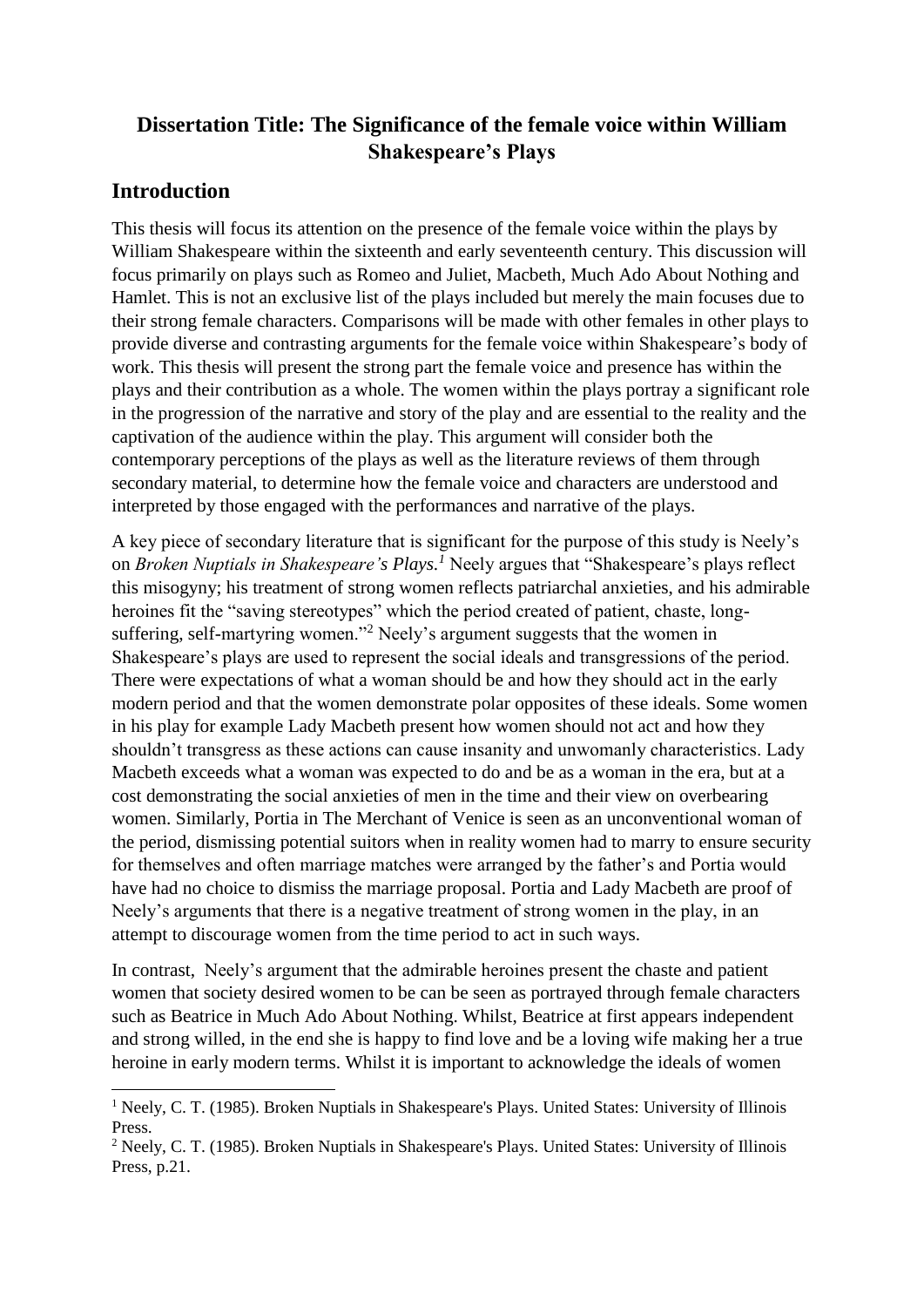# Dissertation Title: The Significance of the female voice within William Shakespeare's Plays

## Introduction

This thesis will focus its attention on the presence of the female voice within the plays by William Shakespeare within the sixteenth and early seventeenth century. This discussion will focus primarily on plays such as Romeo and Juliet, Macbeth, Much Ado About Nothing and Hamlet. This is not an exclusive list of the plays included but merely the main focuses due to their strong female characters. Comparisons will be made with other females in other plays to provide diverse and contrasting arguments for the female voice within Shakespeare's body of work. This thesis will present the strong part the female voice and presence has within the plays and their contribution as a whole. The women within the plays portray a significant role in the progression of the narrative and story of the play and are essential to the reality and the captivation of the audience within the play. This argument will consider both the contemporary perceptions of the plays as well as the literature reviews of them through secondary material, to determine how the female voice and characters are understood and interpreted by those engaged with the performances and narrative of the plays.

A key piece of secondary literature that is significant for the purpose of this study is Neely's on *Broken Nuptials in Shakespeare's Plays.*[1] Neely argues that "Shakespeare's plays reflect this misogyny; his treatment of strong women reflects patriarchal anxieties, and his admirable heroines fit the "saving stereotypes" which the period created of patient, chaste, long-suffering, self-martyring women."[2] Neely's argument suggests that the women in Shakespeare's plays are used to represent the social ideals and transgressions of the period. There were expectations of what a woman should be and how they should act in the early modern period and that the women demonstrate polar opposites of these ideals. Some women in his play for example Lady Macbeth present how women should not act and how they shouldn't transgress as these actions can cause insanity and unwomanly characteristics. Lady Macbeth exceeds what a woman was expected to do and be as a woman in the era, but at a cost demonstrating the social anxieties of men in the time and their view on overbearing women. Similarly, Portia in The Merchant of Venice is seen as an unconventional woman of the period, dismissing potential suitors when in reality women had to marry to ensure security for themselves and often marriage matches were arranged by the father's and Portia would have had no choice to dismiss the marriage proposal. Portia and Lady Macbeth are proof of Neely's arguments that there is a negative treatment of strong women in the play, in an attempt to discourage women from the time period to act in such ways.

In contrast, Neely's argument that the admirable heroines present the chaste and patient women that society desired women to be can be seen as portrayed through female characters such as Beatrice in Much Ado About Nothing. Whilst, Beatrice at first appears independent and strong willed, in the end she is happy to find love and be a loving wife making her a true heroine in early modern terms. Whilst it is important to acknowledge the ideals of women

---

[1] Neely, C. T. (1985). Broken Nuptials in Shakespeare's Plays. United States: University of Illinois Press.

[2] Neely, C. T. (1985). Broken Nuptials in Shakespeare's Plays. United States: University of Illinois Press, p.21.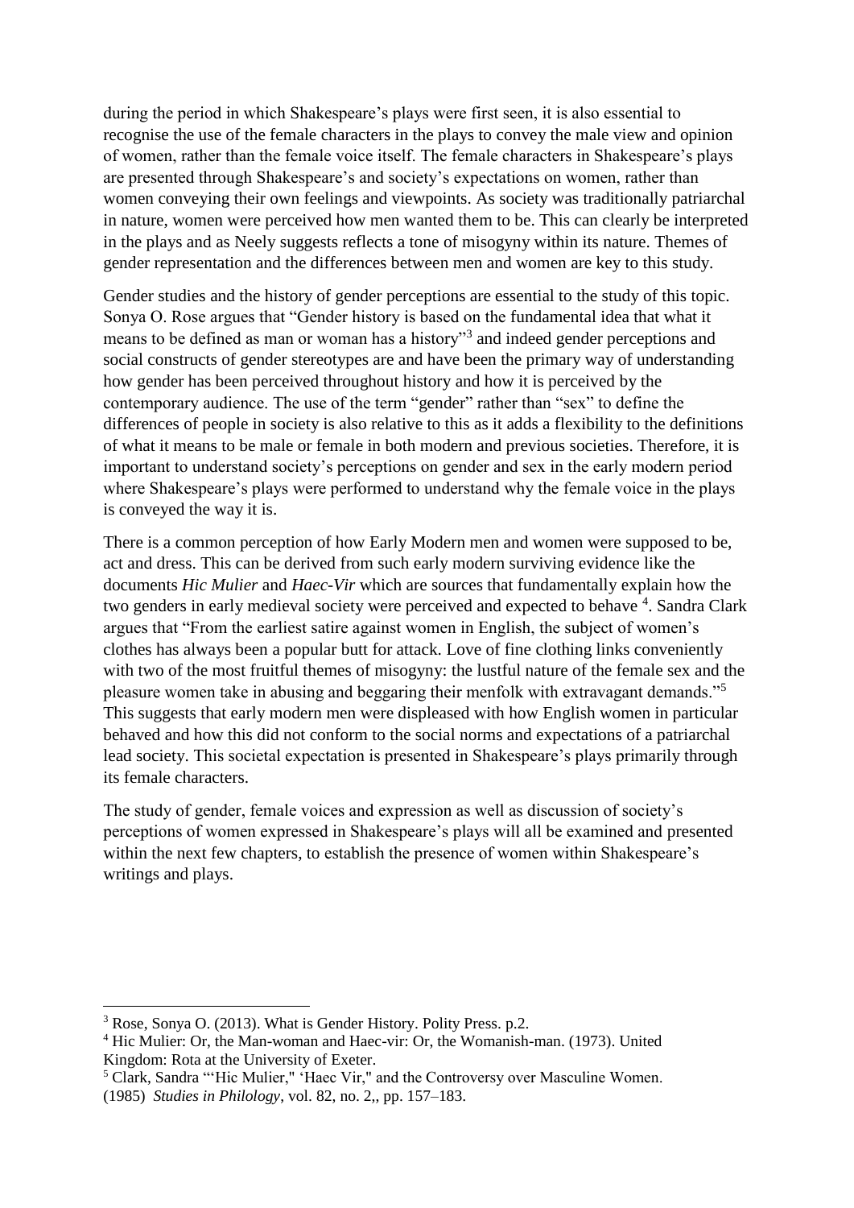during the period in which Shakespeare's plays were first seen, it is also essential to recognise the use of the female characters in the plays to convey the male view and opinion of women, rather than the female voice itself. The female characters in Shakespeare's plays are presented through Shakespeare's and society's expectations on women, rather than women conveying their own feelings and viewpoints. As society was traditionally patriarchal in nature, women were perceived how men wanted them to be. This can clearly be interpreted in the plays and as Neely suggests reflects a tone of misogyny within its nature. Themes of gender representation and the differences between men and women are key to this study.

Gender studies and the history of gender perceptions are essential to the study of this topic. Sonya O. Rose argues that "Gender history is based on the fundamental idea that what it means to be defined as man or woman has a history"[3] and indeed gender perceptions and social constructs of gender stereotypes are and have been the primary way of understanding how gender has been perceived throughout history and how it is perceived by the contemporary audience. The use of the term "gender" rather than "sex" to define the differences of people in society is also relative to this as it adds a flexibility to the definitions of what it means to be male or female in both modern and previous societies. Therefore, it is important to understand society's perceptions on gender and sex in the early modern period where Shakespeare's plays were performed to understand why the female voice in the plays is conveyed the way it is.

There is a common perception of how Early Modern men and women were supposed to be, act and dress. This can be derived from such early modern surviving evidence like the documents *Hic Mulier* and *Haec-Vir* which are sources that fundamentally explain how the two genders in early medieval society were perceived and expected to behave [4]. Sandra Clark argues that "From the earliest satire against women in English, the subject of women's clothes has always been a popular butt for attack. Love of fine clothing links conveniently with two of the most fruitful themes of misogyny: the lustful nature of the female sex and the pleasure women take in abusing and beggaring their menfolk with extravagant demands."[5] This suggests that early modern men were displeased with how English women in particular behaved and how this did not conform to the social norms and expectations of a patriarchal lead society. This societal expectation is presented in Shakespeare's plays primarily through its female characters.

The study of gender, female voices and expression as well as discussion of society's perceptions of women expressed in Shakespeare's plays will all be examined and presented within the next few chapters, to establish the presence of women within Shakespeare's writings and plays.

---

[3] Rose, Sonya O. (2013). What is Gender History. Polity Press. p.2.

[4] Hic Mulier: Or, the Man-woman and Haec-vir: Or, the Womanish-man. (1973). United Kingdom: Rota at the University of Exeter.

[5] Clark, Sandra "'Hic Mulier," 'Haec Vir," and the Controversy over Masculine Women. (1985) *Studies in Philology*, vol. 82, no. 2,, pp. 157–183.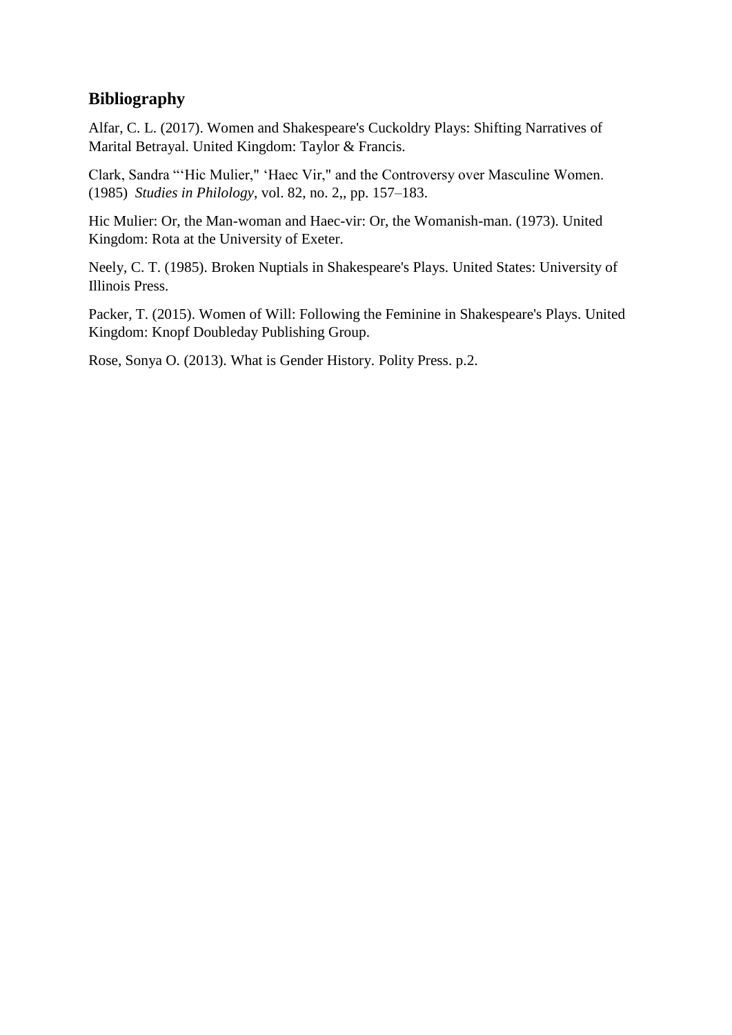## Bibliography

Alfar, C. L. (2017). Women and Shakespeare's Cuckoldry Plays: Shifting Narratives of Marital Betrayal. United Kingdom: Taylor & Francis.

Clark, Sandra "'Hic Mulier," 'Haec Vir," and the Controversy over Masculine Women. (1985) *Studies in Philology*, vol. 82, no. 2,, pp. 157–183.

Hic Mulier: Or, the Man-woman and Haec-vir: Or, the Womanish-man. (1973). United Kingdom: Rota at the University of Exeter.

Neely, C. T. (1985). Broken Nuptials in Shakespeare's Plays. United States: University of Illinois Press.

Packer, T. (2015). Women of Will: Following the Feminine in Shakespeare's Plays. United Kingdom: Knopf Doubleday Publishing Group.

Rose, Sonya O. (2013). What is Gender History. Polity Press. p.2.